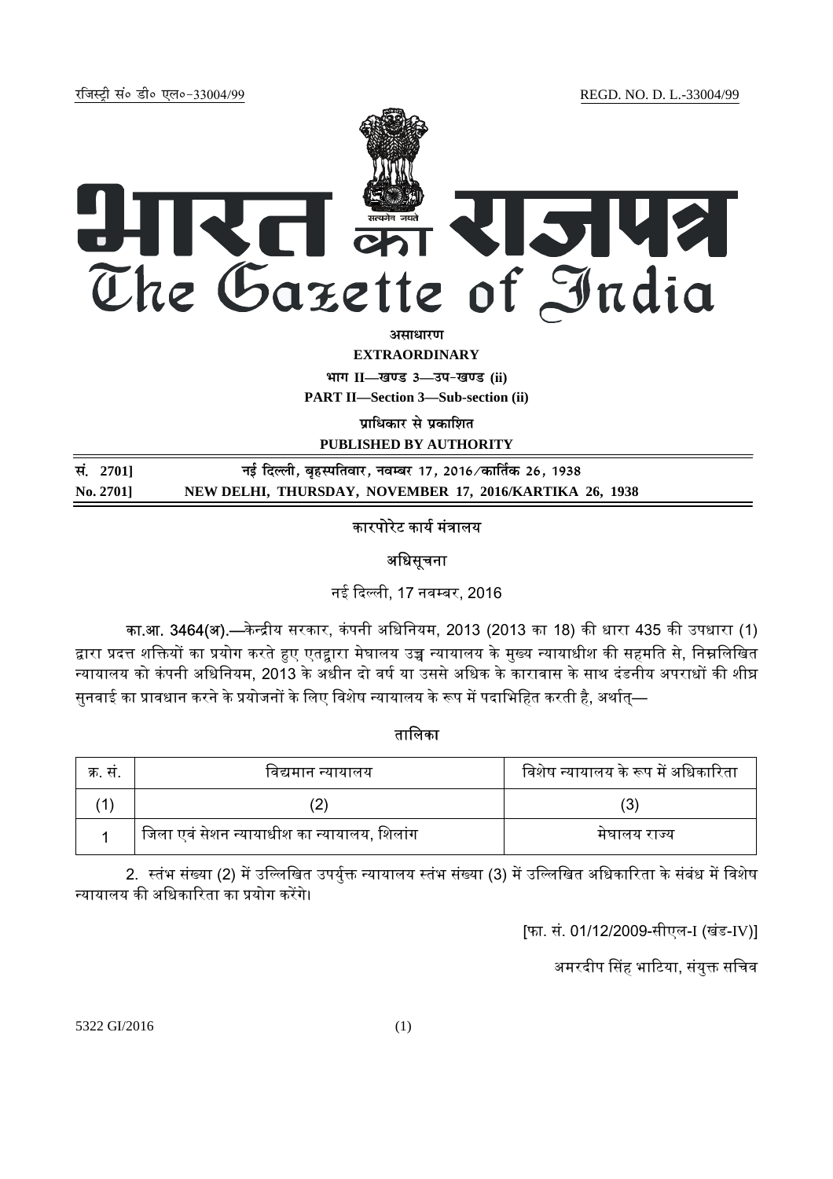रजिस्ट्री सं० डी० एल०-33004/99 REGD. NO. D. L.-33004/99

# भारत का राजपत्र
# The Gazette of India

**असाधारण**

**EXTRAORDINARY**

**भाग II—खण्ड 3—उप-खण्ड (ii)**

**PART II—Section 3—Sub-section (ii)**

**प्राधिकार से प्रकाशित**

**PUBLISHED BY AUTHORITY**

**सं. 2701] नई दिल्ली, बृहस्पतिवार, नवम्बर 17, 2016/कार्तिक 26, 1938**

**No. 2701] NEW DELHI, THURSDAY, NOVEMBER 17, 2016/KARTIKA 26, 1938**

## कारपोरेट कार्य मंत्रालय

### अधिसूचना

नई दिल्ली, 17 नवम्बर, 2016

**का.आ. 3464(अ).**—केन्द्रीय सरकार, कंपनी अधिनियम, 2013 (2013 का 18) की धारा 435 की उपधारा (1) द्वारा प्रदत्त शक्तियों का प्रयोग करते हुए एतद्वारा मेघालय उच्च न्यायालय के मुख्य न्यायाधीश की सहमति से, निम्नलिखित न्यायालय को कंपनी अधिनियम, 2013 के अधीन दो वर्ष या उससे अधिक के कारावास के साथ दंडनीय अपराधों की शीघ्र सुनवाई का प्रावधान करने के प्रयोजनों के लिए विशेष न्यायालय के रूप में पदाभिहित करती है, अर्थात्—

तालिका

| क्र. सं. | विद्यमान न्यायालय | विशेष न्यायालय के रूप में अधिकारिता |
|---|---|---|
| (1) | (2) | (3) |
| 1 | जिला एवं सेशन न्यायाधीश का न्यायालय, शिलांग | मेघालय राज्य |

2. स्तंभ संख्या (2) में उल्लिखित उपर्युक्त न्यायालय स्तंभ संख्या (3) में उल्लिखित अधिकारिता के संबंध में विशेष न्यायालय की अधिकारिता का प्रयोग करेंगे।

[फा. सं. 01/12/2009-सीएल-I (खंड-IV)]

अमरदीप सिंह भाटिया, संयुक्त सचिव

5322 GI/2016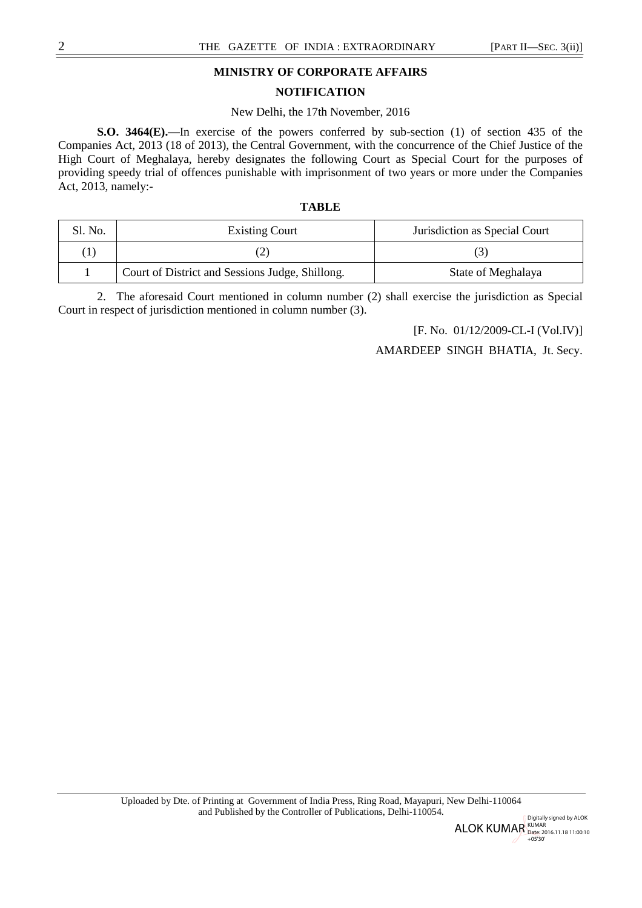## MINISTRY OF CORPORATE AFFAIRS

### NOTIFICATION

New Delhi, the 17th November, 2016

**S.O. 3464(E).—**In exercise of the powers conferred by sub-section (1) of section 435 of the Companies Act, 2013 (18 of 2013), the Central Government, with the concurrence of the Chief Justice of the High Court of Meghalaya, hereby designates the following Court as Special Court for the purposes of providing speedy trial of offences punishable with imprisonment of two years or more under the Companies Act, 2013, namely:-

**TABLE**

| Sl. No. | Existing Court | Jurisdiction as Special Court |
|---|---|---|
| (1) | (2) | (3) |
| 1 | Court of District and Sessions Judge, Shillong. | State of Meghalaya |

2. The aforesaid Court mentioned in column number (2) shall exercise the jurisdiction as Special Court in respect of jurisdiction mentioned in column number (3).

[F. No. 01/12/2009-CL-I (Vol.IV)]

AMARDEEP SINGH BHATIA, Jt. Secy.

Uploaded by Dte. of Printing at Government of India Press, Ring Road, Mayapuri, New Delhi-110064 and Published by the Controller of Publications, Delhi-110054.

ALOK KUMAR Digitally signed by ALOK KUMAR Date: 2016.11.18 11:00:10 +05'30'